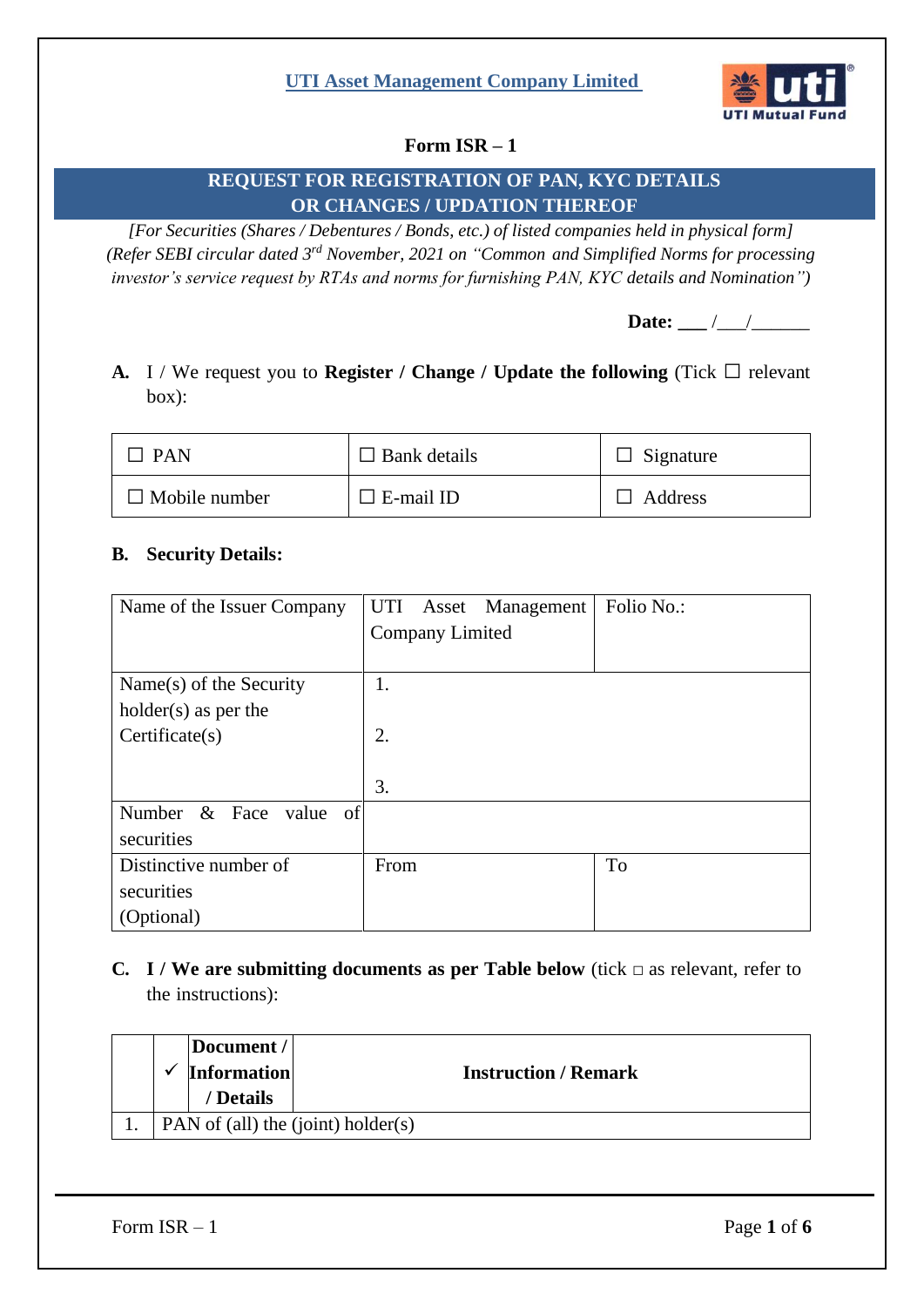UTI Asset Management Company Limited

# Form ISR – 1

## REQUEST FOR REGISTRATION OF PAN, KYC DETAILS OR CHANGES / UPDATION THEREOF

*[For Securities (Shares / Debentures / Bonds, etc.) of listed companies held in physical form]*
*(Refer SEBI circular dated 3rd November, 2021 on "Common and Simplified Norms for processing investor's service request by RTAs and norms for furnishing PAN, KYC details and Nomination")*

**Date:** ___ /___/______

**A.** I / We request you to **Register / Change / Update the following** (Tick ☐ relevant box):

| | | |
|---|---|---|
| ☐ PAN | ☐ Bank details | ☐ Signature |
| ☐ Mobile number | ☐ E-mail ID | ☐ Address |

**B. Security Details:**

| | | |
|---|---|---|
| Name of the Issuer Company | UTI Asset Management Company Limited | Folio No.: |
| Name(s) of the Security holder(s) as per the Certificate(s) | 1.<br>2.<br>3. | |
| Number & Face value of securities | | |
| Distinctive number of securities (Optional) | From | To |

**C. I / We are submitting documents as per Table below** (tick □ as relevant, refer to the instructions):

| | ✓ | Document / Information / Details | Instruction / Remark |
|---|---|---|---|
| 1. | PAN of (all) the (joint) holder(s) | | |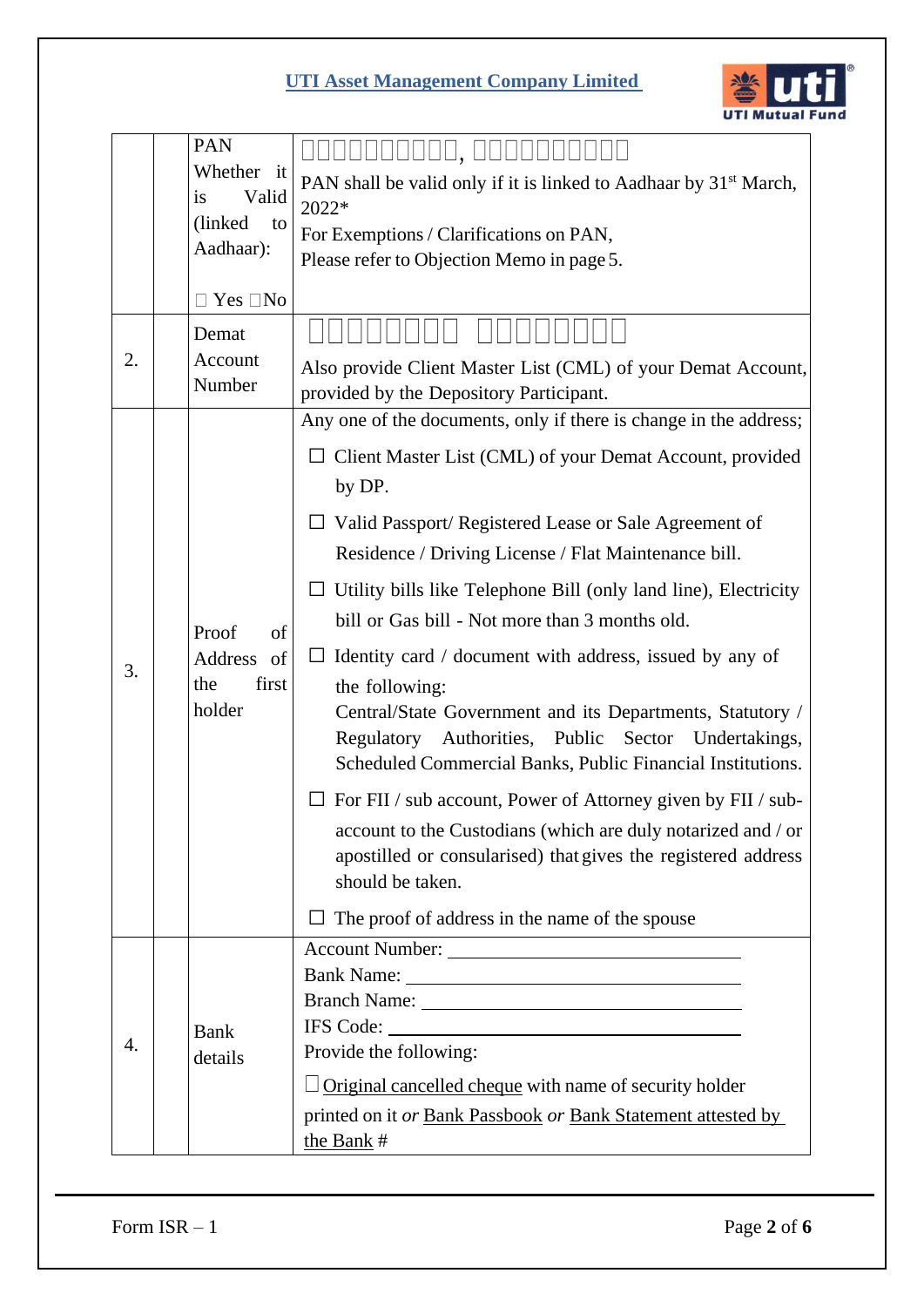## UTI Asset Management Company Limited

| | | | |
|---|---|---|---|
| | | PAN<br>Whether it is Valid (linked to Aadhaar):<br><br>☐ Yes ☐No | ☐☐☐☐☐☐☐☐☐☐, ☐☐☐☐☐☐☐☐☐☐<br>PAN shall be valid only if it is linked to Aadhaar by 31st March, 2022*<br>For Exemptions / Clarifications on PAN,<br>Please refer to Objection Memo in page 5. |
| 2. | | Demat Account Number | ☐☐☐☐☐☐☐☐ ☐☐☐☐☐☐☐☐<br>Also provide Client Master List (CML) of your Demat Account, provided by the Depository Participant. |
| 3. | | Proof of Address of the first holder | Any one of the documents, only if there is change in the address;<br>☐ Client Master List (CML) of your Demat Account, provided by DP.<br>☐ Valid Passport/ Registered Lease or Sale Agreement of Residence / Driving License / Flat Maintenance bill.<br>☐ Utility bills like Telephone Bill (only land line), Electricity bill or Gas bill - Not more than 3 months old.<br>☐ Identity card / document with address, issued by any of the following:<br>Central/State Government and its Departments, Statutory / Regulatory Authorities, Public Sector Undertakings, Scheduled Commercial Banks, Public Financial Institutions.<br>☐ For FII / sub account, Power of Attorney given by FII / sub-account to the Custodians (which are duly notarized and / or apostilled or consularised) that gives the registered address should be taken.<br>☐ The proof of address in the name of the spouse |
| 4. | | Bank details | Account Number: ____________________<br>Bank Name: ____________________<br>Branch Name: ____________________<br>IFS Code: ____________________<br>Provide the following:<br>☐ Original cancelled cheque with name of security holder printed on it *or* Bank Passbook *or* Bank Statement attested by the Bank # |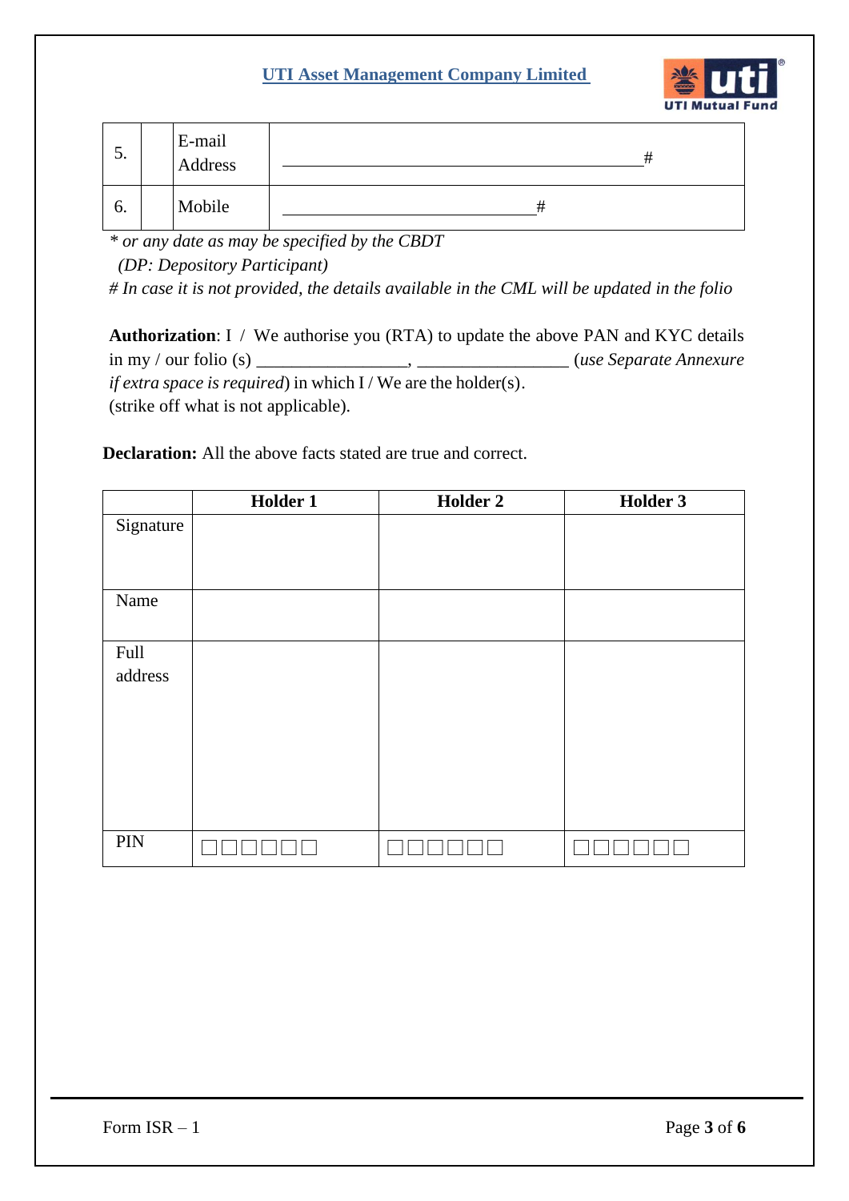| 5. | | E-mail Address | _______________________________________# |
|---|---|---|---|
| 6. | | Mobile | ___________________________# |

*\* or any date as may be specified by the CBDT*

*(DP: Depository Participant)*

*# In case it is not provided, the details available in the CML will be updated in the folio*

**Authorization**: I / We authorise you (RTA) to update the above PAN and KYC details in my / our folio (s) _________________, _________________ (*use Separate Annexure if extra space is required*) in which I / We are the holder(s). (strike off what is not applicable).

**Declaration:** All the above facts stated are true and correct.

| | Holder 1 | Holder 2 | Holder 3 |
|---|---|---|---|
| Signature | | | |
| Name | | | |
| Full address | | | |
| PIN | □□□□□□ | □□□□□□ | □□□□□□ |

Form ISR – 1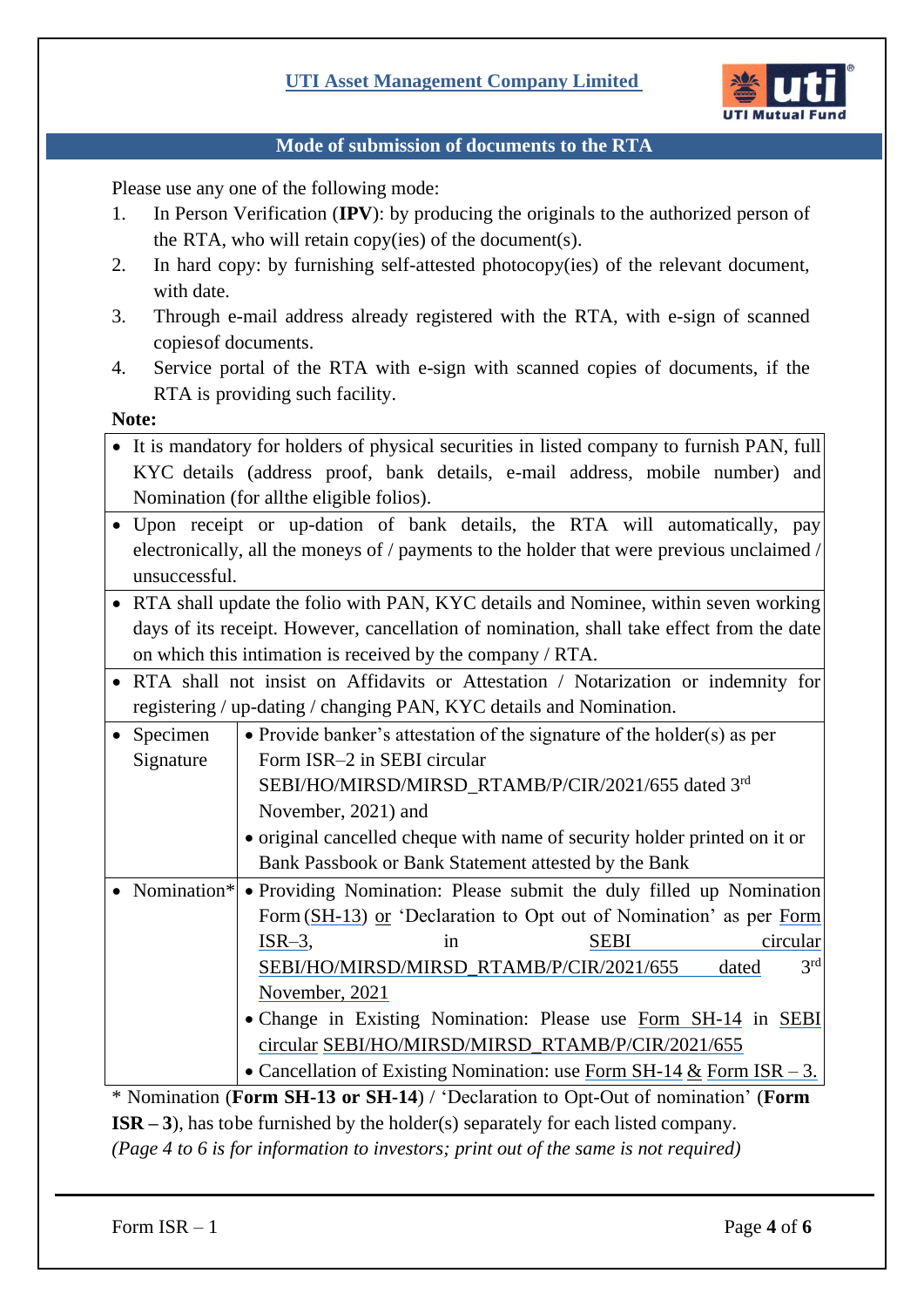UTI Asset Management Company Limited

## Mode of submission of documents to the RTA

Please use any one of the following mode:

1. In Person Verification (**IPV**): by producing the originals to the authorized person of the RTA, who will retain copy(ies) of the document(s).
2. In hard copy: by furnishing self-attested photocopy(ies) of the relevant document, with date.
3. Through e-mail address already registered with the RTA, with e-sign of scanned copiesof documents.
4. Service portal of the RTA with e-sign with scanned copies of documents, if the RTA is providing such facility.

**Note:**

| | |
|---|---|
| • It is mandatory for holders of physical securities in listed company to furnish PAN, full KYC details (address proof, bank details, e-mail address, mobile number) and Nomination (for allthe eligible folios). | |
| • Upon receipt or up-dation of bank details, the RTA will automatically, pay electronically, all the moneys of / payments to the holder that were previous unclaimed / unsuccessful. | |
| • RTA shall update the folio with PAN, KYC details and Nominee, within seven working days of its receipt. However, cancellation of nomination, shall take effect from the date on which this intimation is received by the company / RTA. | |
| • RTA shall not insist on Affidavits or Attestation / Notarization or indemnity for registering / up-dating / changing PAN, KYC details and Nomination. | |
| • Specimen Signature | • Provide banker's attestation of the signature of the holder(s) as per Form ISR–2 in SEBI circular SEBI/HO/MIRSD/MIRSD_RTAMB/P/CIR/2021/655 dated 3rd November, 2021) and <br> • original cancelled cheque with name of security holder printed on it or Bank Passbook or Bank Statement attested by the Bank |
| • Nomination* | • Providing Nomination: Please submit the duly filled up Nomination Form (SH-13) or 'Declaration to Opt out of Nomination' as per Form ISR–3, in SEBI circular SEBI/HO/MIRSD/MIRSD_RTAMB/P/CIR/2021/655 dated 3rd November, 2021 <br> • Change in Existing Nomination: Please use Form SH-14 in SEBI circular SEBI/HO/MIRSD/MIRSD_RTAMB/P/CIR/2021/655 <br> • Cancellation of Existing Nomination: use Form SH-14 & Form ISR – 3. |

\* Nomination (**Form SH-13 or SH-14**) / 'Declaration to Opt-Out of nomination' (**Form ISR – 3**), has tobe furnished by the holder(s) separately for each listed company.

*(Page 4 to 6 is for information to investors; print out of the same is not required)*

Form ISR – 1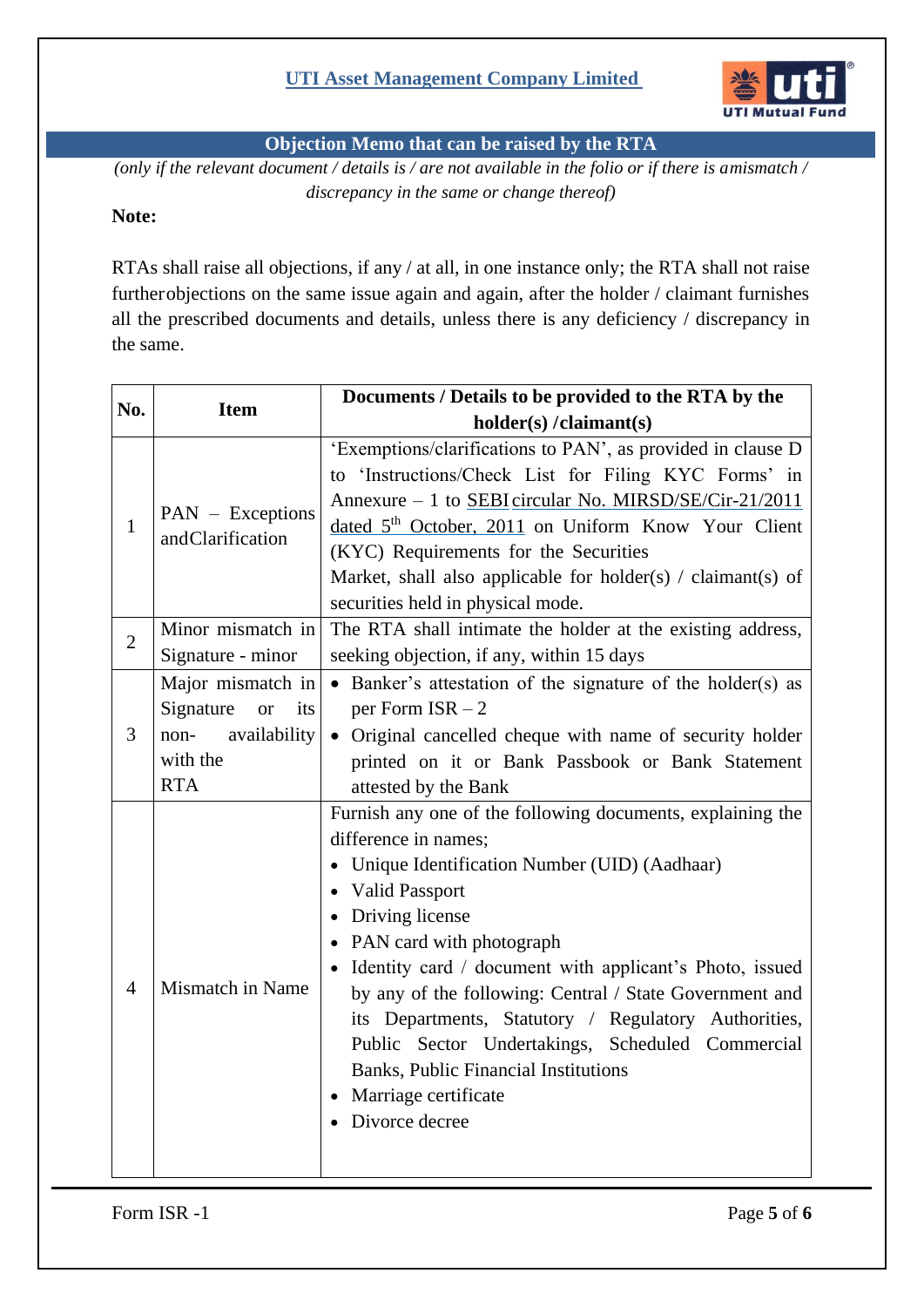## Objection Memo that can be raised by the RTA

*(only if the relevant document / details is / are not available in the folio or if there is amismatch / discrepancy in the same or change thereof)*

**Note:**

RTAs shall raise all objections, if any / at all, in one instance only; the RTA shall not raise furtherobjections on the same issue again and again, after the holder / claimant furnishes all the prescribed documents and details, unless there is any deficiency / discrepancy in the same.

| No. | Item | Documents / Details to be provided to the RTA by the holder(s) /claimant(s) |
|---|---|---|
| 1 | PAN – Exceptions andClarification | 'Exemptions/clarifications to PAN', as provided in clause D to 'Instructions/Check List for Filing KYC Forms' in Annexure – 1 to SEBI circular No. MIRSD/SE/Cir-21/2011 dated 5th October, 2011 on Uniform Know Your Client (KYC) Requirements for the Securities Market, shall also applicable for holder(s) / claimant(s) of securities held in physical mode. |
| 2 | Minor mismatch in Signature - minor | The RTA shall intimate the holder at the existing address, seeking objection, if any, within 15 days |
| 3 | Major mismatch in Signature or its non- availability with the RTA | • Banker's attestation of the signature of the holder(s) as per Form ISR – 2<br>• Original cancelled cheque with name of security holder printed on it or Bank Passbook or Bank Statement attested by the Bank |
| 4 | Mismatch in Name | Furnish any one of the following documents, explaining the difference in names;<br>• Unique Identification Number (UID) (Aadhaar)<br>• Valid Passport<br>• Driving license<br>• PAN card with photograph<br>• Identity card / document with applicant's Photo, issued by any of the following: Central / State Government and its Departments, Statutory / Regulatory Authorities, Public Sector Undertakings, Scheduled Commercial Banks, Public Financial Institutions<br>• Marriage certificate<br>• Divorce decree |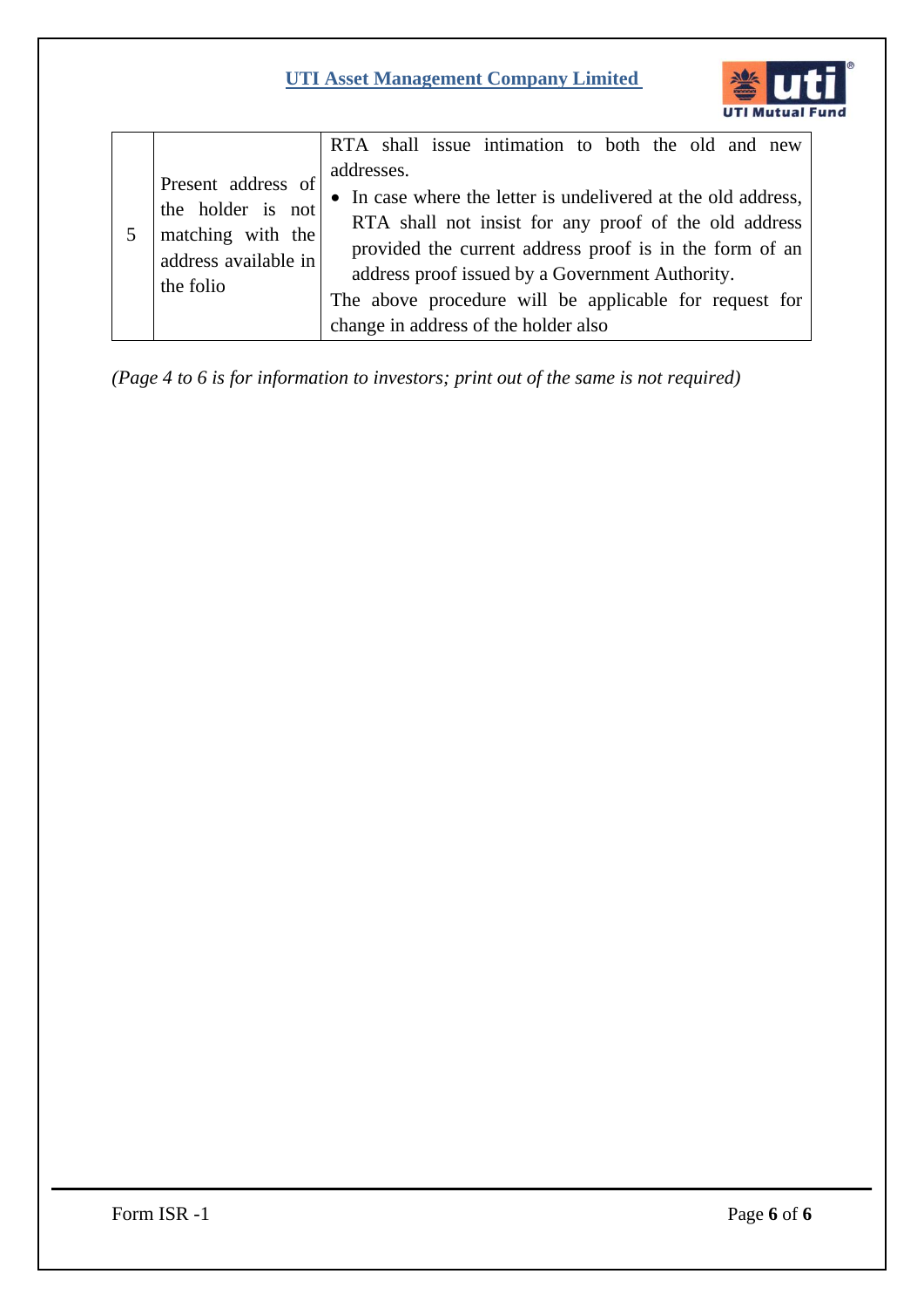| | | |
|---|---|---|
| 5 | Present address of the holder is not matching with the address available in the folio | RTA shall issue intimation to both the old and new addresses.<br>• In case where the letter is undelivered at the old address, RTA shall not insist for any proof of the old address provided the current address proof is in the form of an address proof issued by a Government Authority.<br>The above procedure will be applicable for request for change in address of the holder also |

*(Page 4 to 6 is for information to investors; print out of the same is not required)*